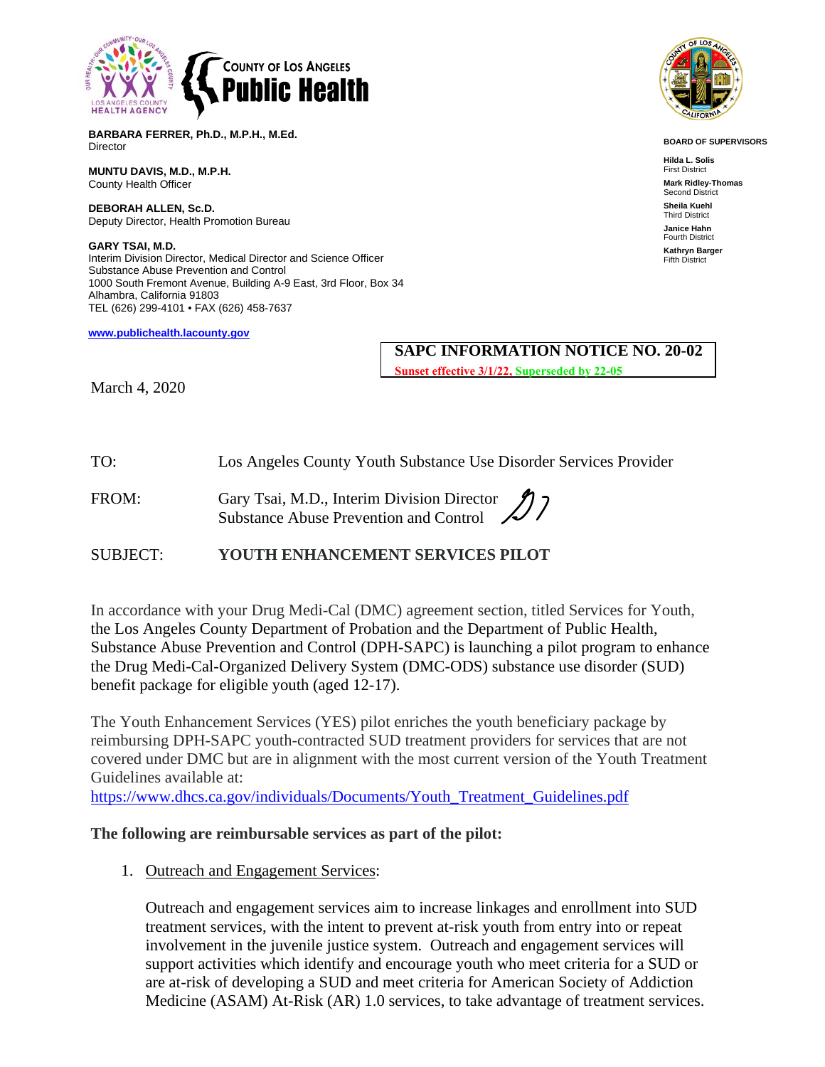COUNTY OF LOS ANGELES
**Public Health**

**BARBARA FERRER, Ph.D., M.P.H., M.Ed.**
Director

**MUNTU DAVIS, M.D., M.P.H.**
County Health Officer

**DEBORAH ALLEN, Sc.D.**
Deputy Director, Health Promotion Bureau

**GARY TSAI, M.D.**
Interim Division Director, Medical Director and Science Officer
Substance Abuse Prevention and Control
1000 South Fremont Avenue, Building A-9 East, 3rd Floor, Box 34
Alhambra, California 91803
TEL (626) 299-4101 • FAX (626) 458-7637

www.publichealth.lacounty.gov

**BOARD OF SUPERVISORS**

**Hilda L. Solis**
First District

**Mark Ridley-Thomas**
Second District

**Sheila Kuehl**
Third District

**Janice Hahn**
Fourth District

**Kathryn Barger**
Fifth District

**SAPC INFORMATION NOTICE NO. 20-02**
Sunset effective 3/1/22, Superseded by 22-05

March 4, 2020

TO: Los Angeles County Youth Substance Use Disorder Services Provider

FROM: Gary Tsai, M.D., Interim Division Director
Substance Abuse Prevention and Control

SUBJECT: **YOUTH ENHANCEMENT SERVICES PILOT**

In accordance with your Drug Medi-Cal (DMC) agreement section, titled Services for Youth, the Los Angeles County Department of Probation and the Department of Public Health, Substance Abuse Prevention and Control (DPH-SAPC) is launching a pilot program to enhance the Drug Medi-Cal-Organized Delivery System (DMC-ODS) substance use disorder (SUD) benefit package for eligible youth (aged 12-17).

The Youth Enhancement Services (YES) pilot enriches the youth beneficiary package by reimbursing DPH-SAPC youth-contracted SUD treatment providers for services that are not covered under DMC but are in alignment with the most current version of the Youth Treatment Guidelines available at:
https://www.dhcs.ca.gov/individuals/Documents/Youth_Treatment_Guidelines.pdf

**The following are reimbursable services as part of the pilot:**

1. Outreach and Engagement Services:

   Outreach and engagement services aim to increase linkages and enrollment into SUD treatment services, with the intent to prevent at-risk youth from entry into or repeat involvement in the juvenile justice system. Outreach and engagement services will support activities which identify and encourage youth who meet criteria for a SUD or are at-risk of developing a SUD and meet criteria for American Society of Addiction Medicine (ASAM) At-Risk (AR) 1.0 services, to take advantage of treatment services.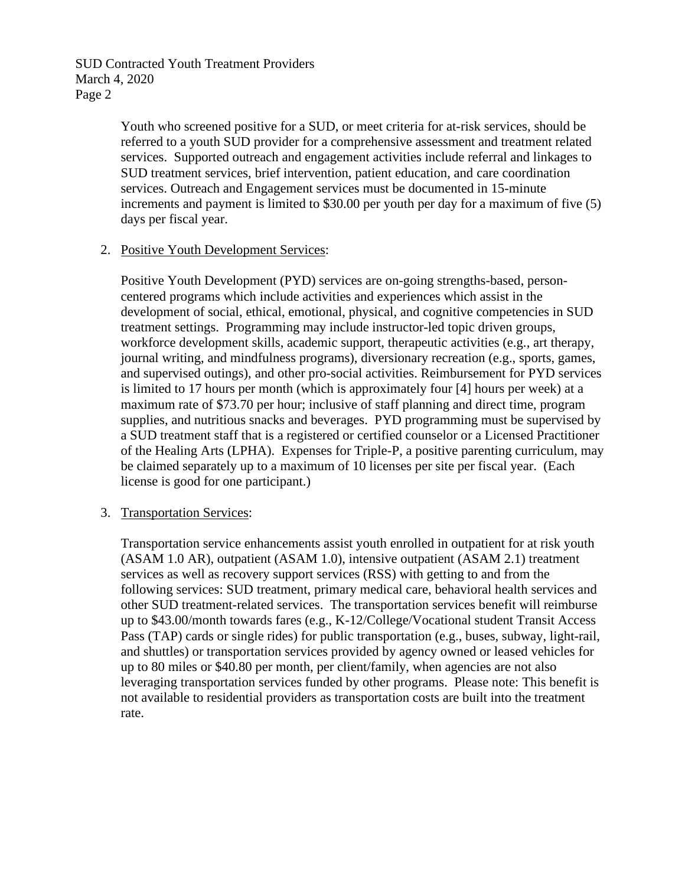Youth who screened positive for a SUD, or meet criteria for at-risk services, should be referred to a youth SUD provider for a comprehensive assessment and treatment related services. Supported outreach and engagement activities include referral and linkages to SUD treatment services, brief intervention, patient education, and care coordination services. Outreach and Engagement services must be documented in 15-minute increments and payment is limited to $30.00 per youth per day for a maximum of five (5) days per fiscal year.

2. Positive Youth Development Services:

   Positive Youth Development (PYD) services are on-going strengths-based, person-centered programs which include activities and experiences which assist in the development of social, ethical, emotional, physical, and cognitive competencies in SUD treatment settings. Programming may include instructor-led topic driven groups, workforce development skills, academic support, therapeutic activities (e.g., art therapy, journal writing, and mindfulness programs), diversionary recreation (e.g., sports, games, and supervised outings), and other pro-social activities. Reimbursement for PYD services is limited to 17 hours per month (which is approximately four [4] hours per week) at a maximum rate of $73.70 per hour; inclusive of staff planning and direct time, program supplies, and nutritious snacks and beverages. PYD programming must be supervised by a SUD treatment staff that is a registered or certified counselor or a Licensed Practitioner of the Healing Arts (LPHA). Expenses for Triple-P, a positive parenting curriculum, may be claimed separately up to a maximum of 10 licenses per site per fiscal year. (Each license is good for one participant.)

3. Transportation Services:

   Transportation service enhancements assist youth enrolled in outpatient for at risk youth (ASAM 1.0 AR), outpatient (ASAM 1.0), intensive outpatient (ASAM 2.1) treatment services as well as recovery support services (RSS) with getting to and from the following services: SUD treatment, primary medical care, behavioral health services and other SUD treatment-related services. The transportation services benefit will reimburse up to $43.00/month towards fares (e.g., K-12/College/Vocational student Transit Access Pass (TAP) cards or single rides) for public transportation (e.g., buses, subway, light-rail, and shuttles) or transportation services provided by agency owned or leased vehicles for up to 80 miles or $40.80 per month, per client/family, when agencies are not also leveraging transportation services funded by other programs. Please note: This benefit is not available to residential providers as transportation costs are built into the treatment rate.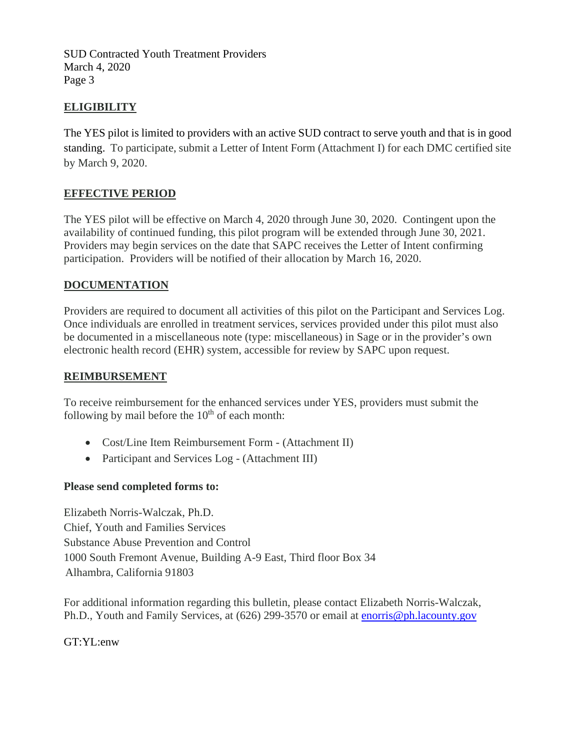## ELIGIBILITY

The YES pilot is limited to providers with an active SUD contract to serve youth and that is in good standing. To participate, submit a Letter of Intent Form (Attachment I) for each DMC certified site by March 9, 2020.

## EFFECTIVE PERIOD

The YES pilot will be effective on March 4, 2020 through June 30, 2020. Contingent upon the availability of continued funding, this pilot program will be extended through June 30, 2021. Providers may begin services on the date that SAPC receives the Letter of Intent confirming participation. Providers will be notified of their allocation by March 16, 2020.

## DOCUMENTATION

Providers are required to document all activities of this pilot on the Participant and Services Log. Once individuals are enrolled in treatment services, services provided under this pilot must also be documented in a miscellaneous note (type: miscellaneous) in Sage or in the provider's own electronic health record (EHR) system, accessible for review by SAPC upon request.

## REIMBURSEMENT

To receive reimbursement for the enhanced services under YES, providers must submit the following by mail before the 10th of each month:

- Cost/Line Item Reimbursement Form - (Attachment II)
- Participant and Services Log - (Attachment III)

**Please send completed forms to:**

Elizabeth Norris-Walczak, Ph.D.
Chief, Youth and Families Services
Substance Abuse Prevention and Control
1000 South Fremont Avenue, Building A-9 East, Third floor Box 34
Alhambra, California 91803

For additional information regarding this bulletin, please contact Elizabeth Norris-Walczak, Ph.D., Youth and Family Services, at (626) 299-3570 or email at enorris@ph.lacounty.gov

GT:YL:enw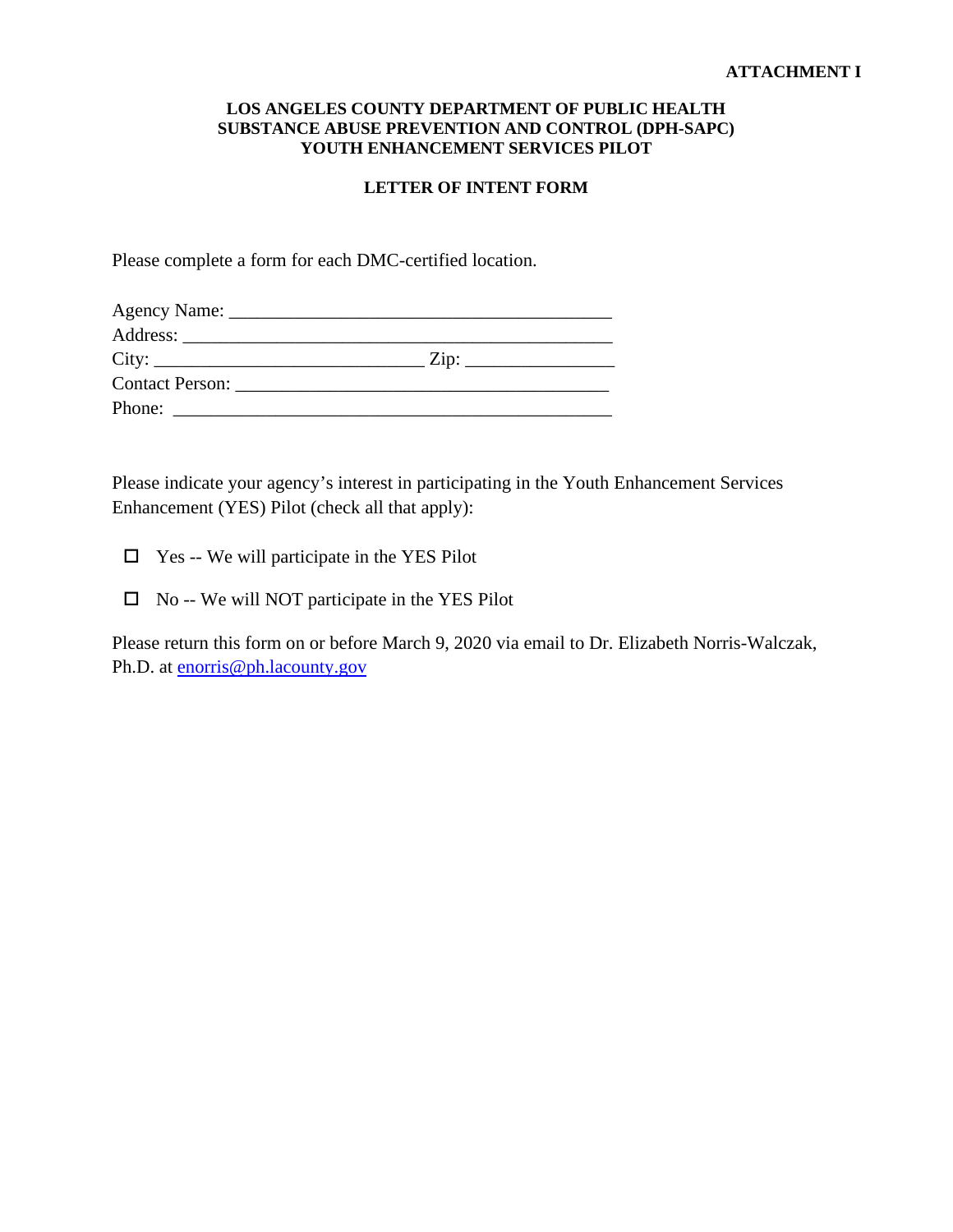**ATTACHMENT I**

**LOS ANGELES COUNTY DEPARTMENT OF PUBLIC HEALTH**
**SUBSTANCE ABUSE PREVENTION AND CONTROL (DPH-SAPC)**
**YOUTH ENHANCEMENT SERVICES PILOT**

**LETTER OF INTENT FORM**

Please complete a form for each DMC-certified location.

Agency Name: ________________________________________
Address: ___________________________________________
City: __________________________ Zip: _______________
Contact Person: ______________________________________
Phone: ____________________________________________

Please indicate your agency's interest in participating in the Youth Enhancement Services Enhancement (YES) Pilot (check all that apply):

- ☐ Yes -- We will participate in the YES Pilot
- ☐ No -- We will NOT participate in the YES Pilot

Please return this form on or before March 9, 2020 via email to Dr. Elizabeth Norris-Walczak, Ph.D. at enorris@ph.lacounty.gov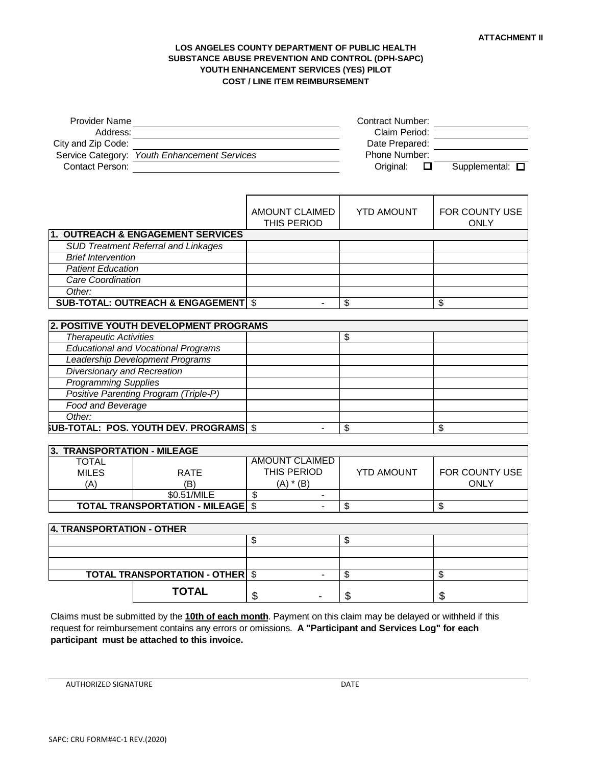**ATTACHMENT II**

**LOS ANGELES COUNTY DEPARTMENT OF PUBLIC HEALTH**
**SUBSTANCE ABUSE PREVENTION AND CONTROL (DPH-SAPC)**
**YOUTH ENHANCEMENT SERVICES (YES) PILOT**
**COST / LINE ITEM REIMBURSEMENT**

Provider Name: ____________________
Address: ____________________
City and Zip Code: ____________________
Service Category: *Youth Enhancement Services*
Contact Person: ____________________

Contract Number: ____________________
Claim Period: ____________________
Date Prepared: ____________________
Phone Number: ____________________
Original: ☐ Supplemental: ☐

| | AMOUNT CLAIMED THIS PERIOD | YTD AMOUNT | FOR COUNTY USE ONLY |
|---|---|---|---|
| **1. OUTREACH & ENGAGEMENT SERVICES** | | | |
| *SUD Treatment Referral and Linkages* | | | |
| *Brief Intervention* | | | |
| *Patient Education* | | | |
| *Care Coordination* | | | |
| *Other:* | | | |
| **SUB-TOTAL: OUTREACH & ENGAGEMENT** | $ - | $ | $ |

| | | | |
|---|---|---|---|
| **2. POSITIVE YOUTH DEVELOPMENT PROGRAMS** | | | |
| *Therapeutic Activities* | | $ | |
| *Educational and Vocational Programs* | | | |
| *Leadership Development Programs* | | | |
| *Diversionary and Recreation* | | | |
| *Programming Supplies* | | | |
| *Positive Parenting Program (Triple-P)* | | | |
| *Food and Beverage* | | | |
| *Other:* | | | |
| **SUB-TOTAL: POS. YOUTH DEV. PROGRAMS** | $ - | $ | $ |

| **3. TRANSPORTATION - MILEAGE** | | | | |
|---|---|---|---|---|
| TOTAL MILES (A) | RATE (B) | AMOUNT CLAIMED THIS PERIOD (A) * (B) | YTD AMOUNT | FOR COUNTY USE ONLY |
| | $0.51/MILE | $ - | | |
| **TOTAL TRANSPORTATION - MILEAGE** | | $ - | $ | $ |

| **4. TRANSPORTATION - OTHER** | | | |
|---|---|---|---|
| | $ | $ | |
| | | | |
| | | | |
| **TOTAL TRANSPORTATION - OTHER** | $ - | $ | $ |
| **TOTAL** | $ - | $ | $ |

Claims must be submitted by the **10th of each month**. Payment on this claim may be delayed or withheld if this request for reimbursement contains any errors or omissions. **A "Participant and Services Log" for each participant must be attached to this invoice.**

AUTHORIZED SIGNATURE ____________________ DATE ____________________

SAPC: CRU FORM#4C-1 REV.(2020)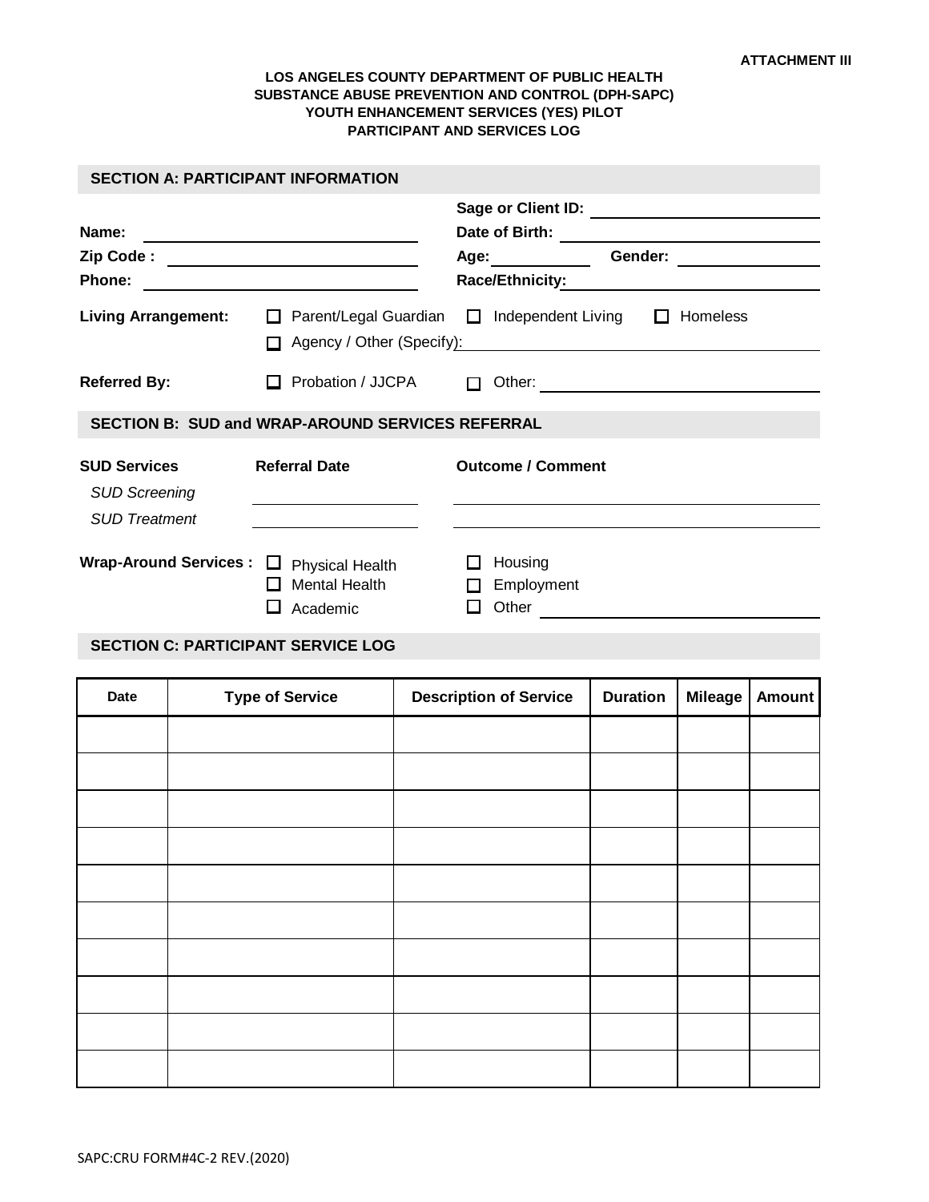**ATTACHMENT III**

**LOS ANGELES COUNTY DEPARTMENT OF PUBLIC HEALTH**
**SUBSTANCE ABUSE PREVENTION AND CONTROL (DPH-SAPC)**
**YOUTH ENHANCEMENT SERVICES (YES) PILOT**
**PARTICIPANT AND SERVICES LOG**

## SECTION A: PARTICIPANT INFORMATION

**Name:** ______________________________ **Sage or Client ID:** ______________________________

**Zip Code :** ______________________________ **Date of Birth:** ______________________________

**Phone:** ______________________________ **Age:** __________ **Gender:** ______________

**Race/Ethnicity:** ______________________________

**Living Arrangement:** ☐ Parent/Legal Guardian ☐ Independent Living ☐ Homeless
☐ Agency / Other (Specify): ______________________________

**Referred By:** ☐ Probation / JJCPA ☐ Other: ______________________________

## SECTION B: SUD and WRAP-AROUND SERVICES REFERRAL

| **SUD Services** | **Referral Date** | **Outcome / Comment** |
|---|---|---|
| *SUD Screening* | | |
| *SUD Treatment* | | |

**Wrap-Around Services :**
☐ Physical Health
☐ Mental Health
☐ Academic
☐ Housing
☐ Employment
☐ Other ______________________________

## SECTION C: PARTICIPANT SERVICE LOG

| Date | Type of Service | Description of Service | Duration | Mileage | Amount |
|---|---|---|---|---|---|
| | | | | | |
| | | | | | |
| | | | | | |
| | | | | | |
| | | | | | |
| | | | | | |
| | | | | | |
| | | | | | |
| | | | | | |
| | | | | | |

SAPC:CRU FORM#4C-2 REV.(2020)